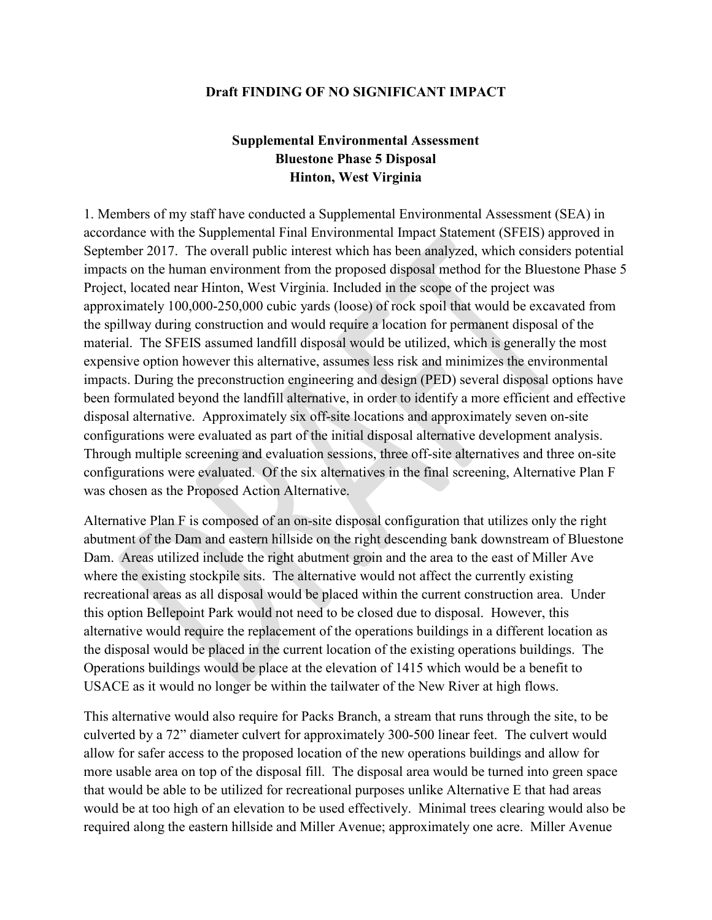**Draft FINDING OF NO SIGNIFICANT IMPACT**

**Supplemental Environmental Assessment**
**Bluestone Phase 5 Disposal**
**Hinton, West Virginia**

1. Members of my staff have conducted a Supplemental Environmental Assessment (SEA) in accordance with the Supplemental Final Environmental Impact Statement (SFEIS) approved in September 2017. The overall public interest which has been analyzed, which considers potential impacts on the human environment from the proposed disposal method for the Bluestone Phase 5 Project, located near Hinton, West Virginia. Included in the scope of the project was approximately 100,000-250,000 cubic yards (loose) of rock spoil that would be excavated from the spillway during construction and would require a location for permanent disposal of the material. The SFEIS assumed landfill disposal would be utilized, which is generally the most expensive option however this alternative, assumes less risk and minimizes the environmental impacts. During the preconstruction engineering and design (PED) several disposal options have been formulated beyond the landfill alternative, in order to identify a more efficient and effective disposal alternative. Approximately six off-site locations and approximately seven on-site configurations were evaluated as part of the initial disposal alternative development analysis. Through multiple screening and evaluation sessions, three off-site alternatives and three on-site configurations were evaluated. Of the six alternatives in the final screening, Alternative Plan F was chosen as the Proposed Action Alternative.

Alternative Plan F is composed of an on-site disposal configuration that utilizes only the right abutment of the Dam and eastern hillside on the right descending bank downstream of Bluestone Dam. Areas utilized include the right abutment groin and the area to the east of Miller Ave where the existing stockpile sits. The alternative would not affect the currently existing recreational areas as all disposal would be placed within the current construction area. Under this option Bellepoint Park would not need to be closed due to disposal. However, this alternative would require the replacement of the operations buildings in a different location as the disposal would be placed in the current location of the existing operations buildings. The Operations buildings would be place at the elevation of 1415 which would be a benefit to USACE as it would no longer be within the tailwater of the New River at high flows.

This alternative would also require for Packs Branch, a stream that runs through the site, to be culverted by a 72" diameter culvert for approximately 300-500 linear feet. The culvert would allow for safer access to the proposed location of the new operations buildings and allow for more usable area on top of the disposal fill. The disposal area would be turned into green space that would be able to be utilized for recreational purposes unlike Alternative E that had areas would be at too high of an elevation to be used effectively. Minimal trees clearing would also be required along the eastern hillside and Miller Avenue; approximately one acre. Miller Avenue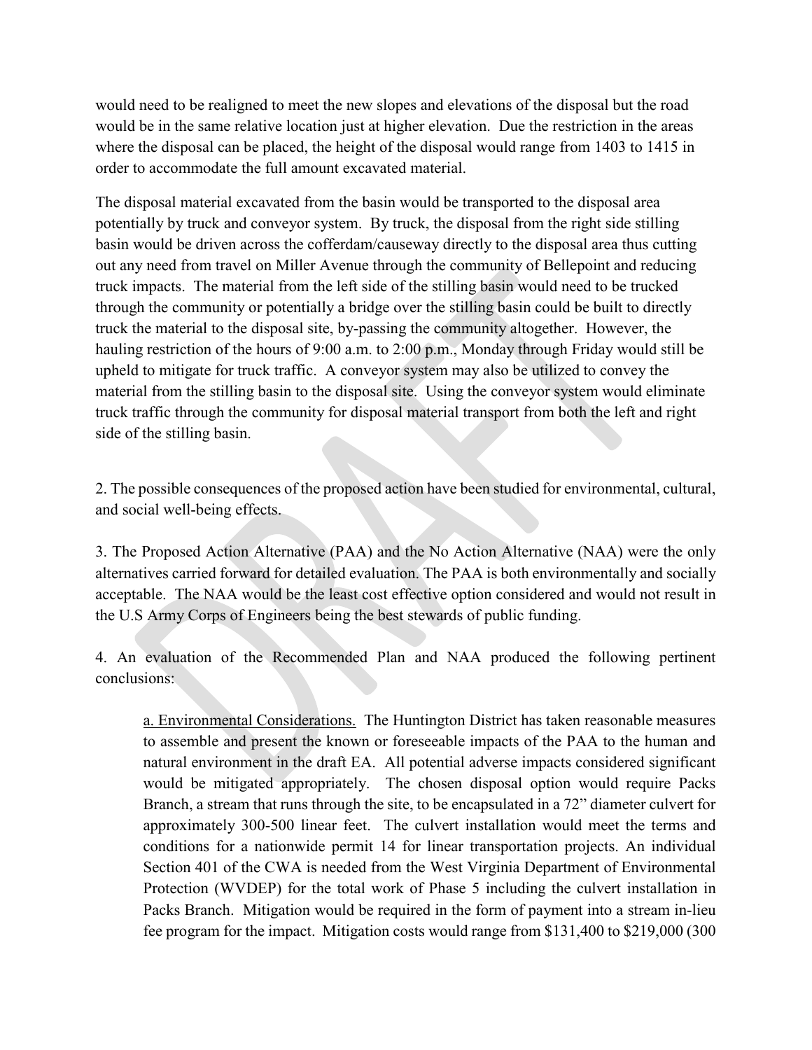would need to be realigned to meet the new slopes and elevations of the disposal but the road would be in the same relative location just at higher elevation. Due the restriction in the areas where the disposal can be placed, the height of the disposal would range from 1403 to 1415 in order to accommodate the full amount excavated material.

The disposal material excavated from the basin would be transported to the disposal area potentially by truck and conveyor system. By truck, the disposal from the right side stilling basin would be driven across the cofferdam/causeway directly to the disposal area thus cutting out any need from travel on Miller Avenue through the community of Bellepoint and reducing truck impacts. The material from the left side of the stilling basin would need to be trucked through the community or potentially a bridge over the stilling basin could be built to directly truck the material to the disposal site, by-passing the community altogether. However, the hauling restriction of the hours of 9:00 a.m. to 2:00 p.m., Monday through Friday would still be upheld to mitigate for truck traffic. A conveyor system may also be utilized to convey the material from the stilling basin to the disposal site. Using the conveyor system would eliminate truck traffic through the community for disposal material transport from both the left and right side of the stilling basin.

2. The possible consequences of the proposed action have been studied for environmental, cultural, and social well-being effects.

3. The Proposed Action Alternative (PAA) and the No Action Alternative (NAA) were the only alternatives carried forward for detailed evaluation. The PAA is both environmentally and socially acceptable. The NAA would be the least cost effective option considered and would not result in the U.S Army Corps of Engineers being the best stewards of public funding.

4. An evaluation of the Recommended Plan and NAA produced the following pertinent conclusions:

a. Environmental Considerations. The Huntington District has taken reasonable measures to assemble and present the known or foreseeable impacts of the PAA to the human and natural environment in the draft EA. All potential adverse impacts considered significant would be mitigated appropriately. The chosen disposal option would require Packs Branch, a stream that runs through the site, to be encapsulated in a 72" diameter culvert for approximately 300-500 linear feet. The culvert installation would meet the terms and conditions for a nationwide permit 14 for linear transportation projects. An individual Section 401 of the CWA is needed from the West Virginia Department of Environmental Protection (WVDEP) for the total work of Phase 5 including the culvert installation in Packs Branch. Mitigation would be required in the form of payment into a stream in-lieu fee program for the impact. Mitigation costs would range from $131,400 to $219,000 (300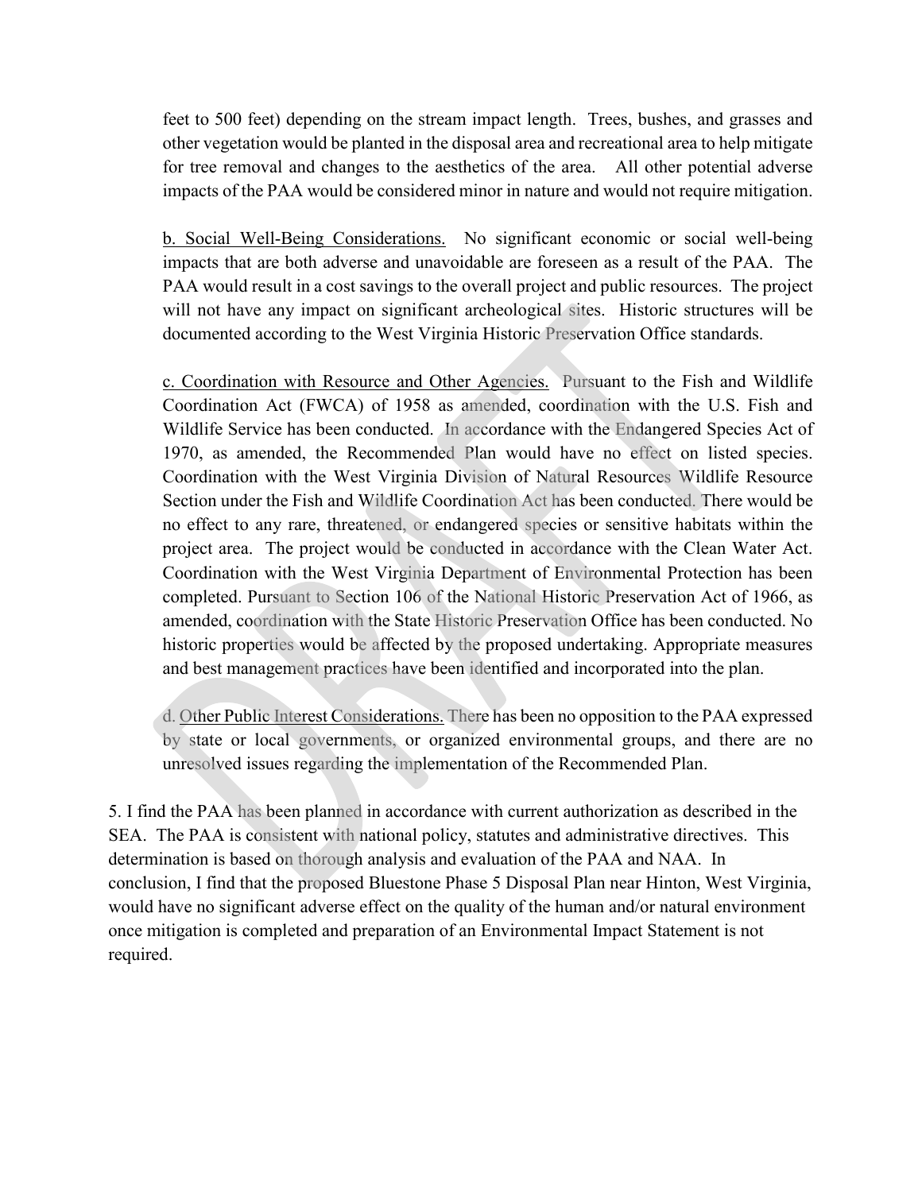feet to 500 feet) depending on the stream impact length. Trees, bushes, and grasses and other vegetation would be planted in the disposal area and recreational area to help mitigate for tree removal and changes to the aesthetics of the area. All other potential adverse impacts of the PAA would be considered minor in nature and would not require mitigation.

b. Social Well-Being Considerations. No significant economic or social well-being impacts that are both adverse and unavoidable are foreseen as a result of the PAA. The PAA would result in a cost savings to the overall project and public resources. The project will not have any impact on significant archeological sites. Historic structures will be documented according to the West Virginia Historic Preservation Office standards.

c. Coordination with Resource and Other Agencies. Pursuant to the Fish and Wildlife Coordination Act (FWCA) of 1958 as amended, coordination with the U.S. Fish and Wildlife Service has been conducted. In accordance with the Endangered Species Act of 1970, as amended, the Recommended Plan would have no effect on listed species. Coordination with the West Virginia Division of Natural Resources Wildlife Resource Section under the Fish and Wildlife Coordination Act has been conducted. There would be no effect to any rare, threatened, or endangered species or sensitive habitats within the project area. The project would be conducted in accordance with the Clean Water Act. Coordination with the West Virginia Department of Environmental Protection has been completed. Pursuant to Section 106 of the National Historic Preservation Act of 1966, as amended, coordination with the State Historic Preservation Office has been conducted. No historic properties would be affected by the proposed undertaking. Appropriate measures and best management practices have been identified and incorporated into the plan.

d. Other Public Interest Considerations. There has been no opposition to the PAA expressed by state or local governments, or organized environmental groups, and there are no unresolved issues regarding the implementation of the Recommended Plan.

5. I find the PAA has been planned in accordance with current authorization as described in the SEA. The PAA is consistent with national policy, statutes and administrative directives. This determination is based on thorough analysis and evaluation of the PAA and NAA. In conclusion, I find that the proposed Bluestone Phase 5 Disposal Plan near Hinton, West Virginia, would have no significant adverse effect on the quality of the human and/or natural environment once mitigation is completed and preparation of an Environmental Impact Statement is not required.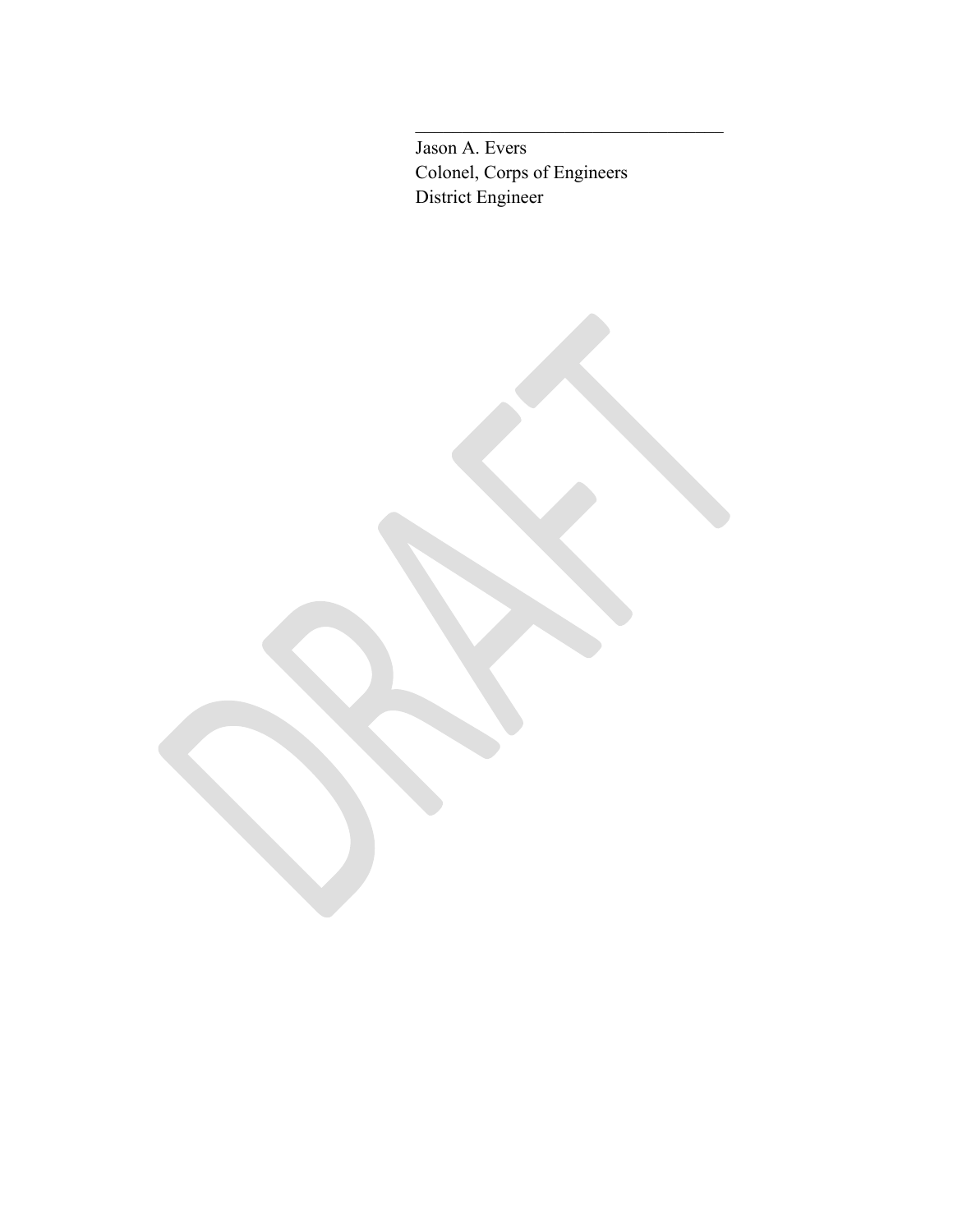\_\_\_\_\_\_\_\_\_\_\_\_\_\_\_\_\_\_\_\_\_\_\_\_\_\_\_\_\_\_\_\_\_\_

Jason A. Evers
Colonel, Corps of Engineers
District Engineer

DRAFT